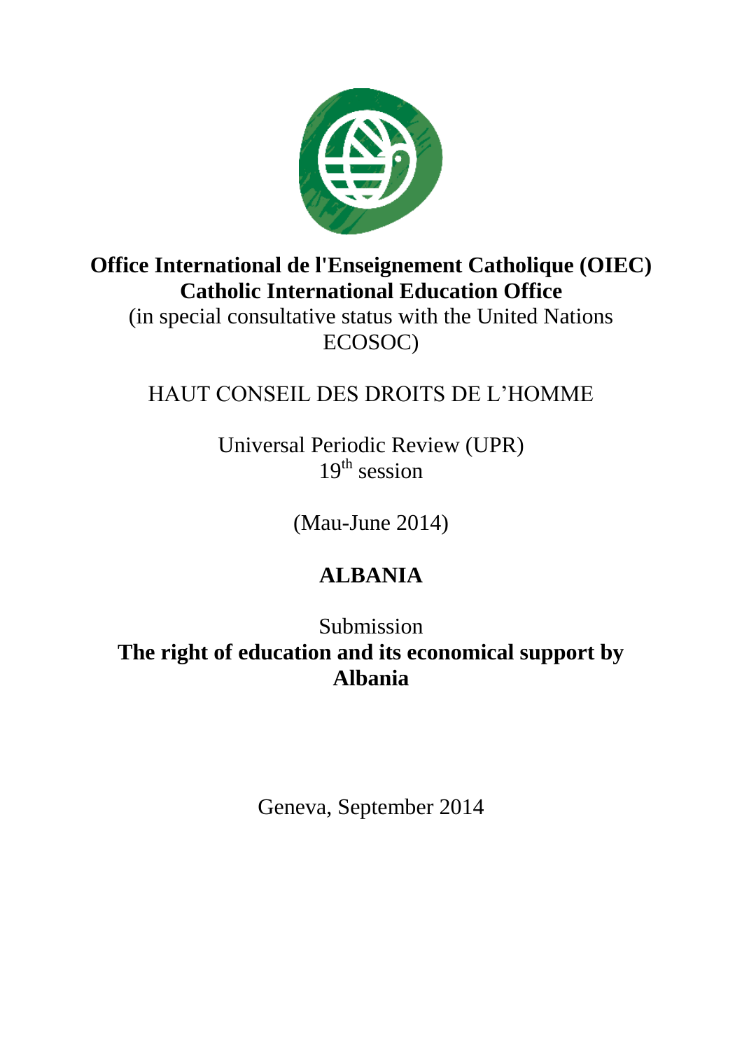**Office International de l'Enseignement Catholique (OIEC)**
**Catholic International Education Office**
(in special consultative status with the United Nations ECOSOC)

HAUT CONSEIL DES DROITS DE L'HOMME

Universal Periodic Review (UPR)
19th session

(Mau-June 2014)

# ALBANIA

Submission

## The right of education and its economical support by Albania

Geneva, September 2014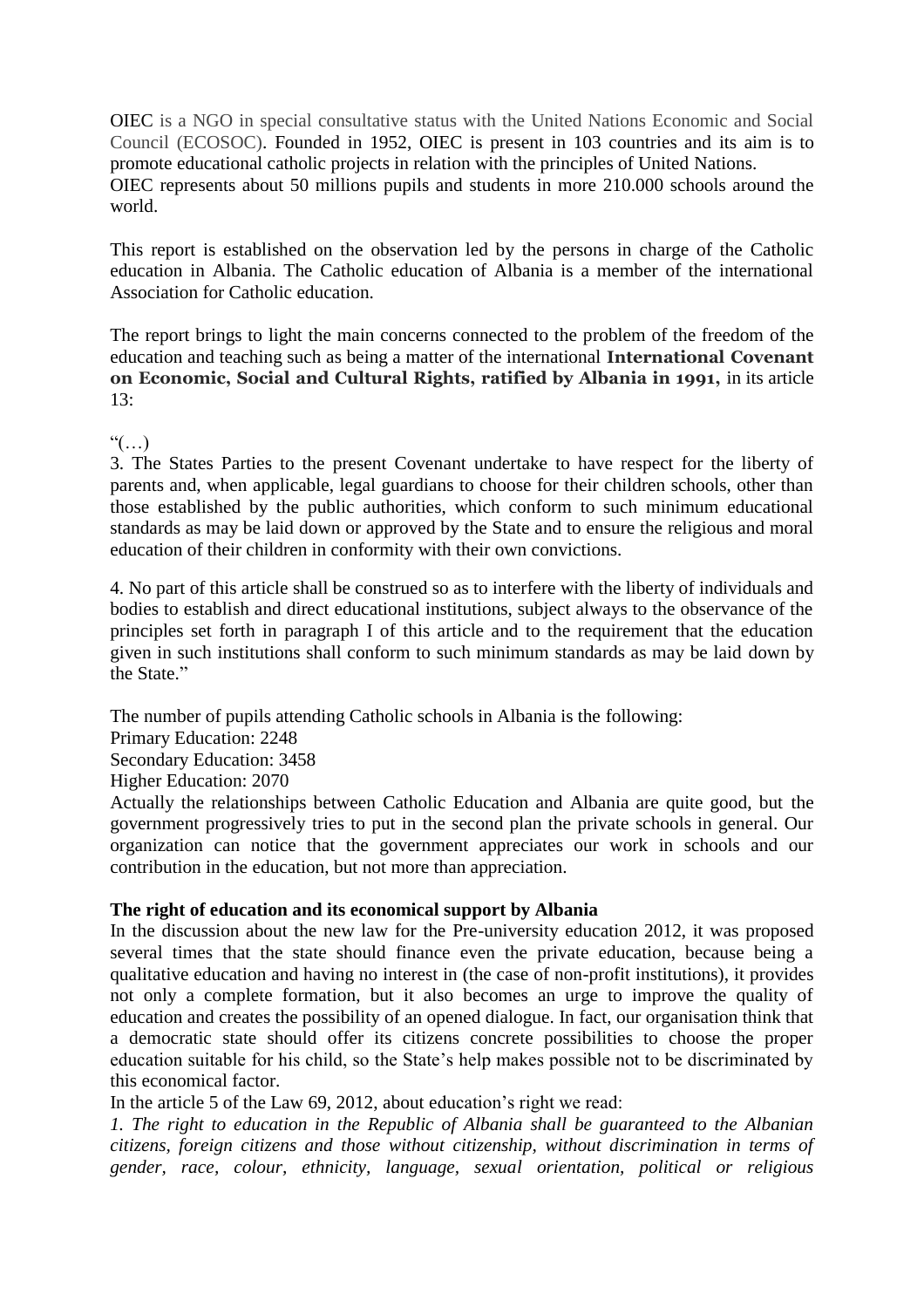OIEC is a NGO in special consultative status with the United Nations Economic and Social Council (ECOSOC). Founded in 1952, OIEC is present in 103 countries and its aim is to promote educational catholic projects in relation with the principles of United Nations.
OIEC represents about 50 millions pupils and students in more 210.000 schools around the world.

This report is established on the observation led by the persons in charge of the Catholic education in Albania. The Catholic education of Albania is a member of the international Association for Catholic education.

The report brings to light the main concerns connected to the problem of the freedom of the education and teaching such as being a matter of the international **International Covenant on Economic, Social and Cultural Rights, ratified by Albania in 1991,** in its article 13:

"(…)
3. The States Parties to the present Covenant undertake to have respect for the liberty of parents and, when applicable, legal guardians to choose for their children schools, other than those established by the public authorities, which conform to such minimum educational standards as may be laid down or approved by the State and to ensure the religious and moral education of their children in conformity with their own convictions.

4. No part of this article shall be construed so as to interfere with the liberty of individuals and bodies to establish and direct educational institutions, subject always to the observance of the principles set forth in paragraph I of this article and to the requirement that the education given in such institutions shall conform to such minimum standards as may be laid down by the State."

The number of pupils attending Catholic schools in Albania is the following:
Primary Education: 2248
Secondary Education: 3458
Higher Education: 2070
Actually the relationships between Catholic Education and Albania are quite good, but the government progressively tries to put in the second plan the private schools in general. Our organization can notice that the government appreciates our work in schools and our contribution in the education, but not more than appreciation.

**The right of education and its economical support by Albania**
In the discussion about the new law for the Pre-university education 2012, it was proposed several times that the state should finance even the private education, because being a qualitative education and having no interest in (the case of non-profit institutions), it provides not only a complete formation, but it also becomes an urge to improve the quality of education and creates the possibility of an opened dialogue. In fact, our organisation think that a democratic state should offer its citizens concrete possibilities to choose the proper education suitable for his child, so the State's help makes possible not to be discriminated by this economical factor.
In the article 5 of the Law 69, 2012, about education's right we read:
*1. The right to education in the Republic of Albania shall be guaranteed to the Albanian citizens, foreign citizens and those without citizenship, without discrimination in terms of gender, race, colour, ethnicity, language, sexual orientation, political or religious*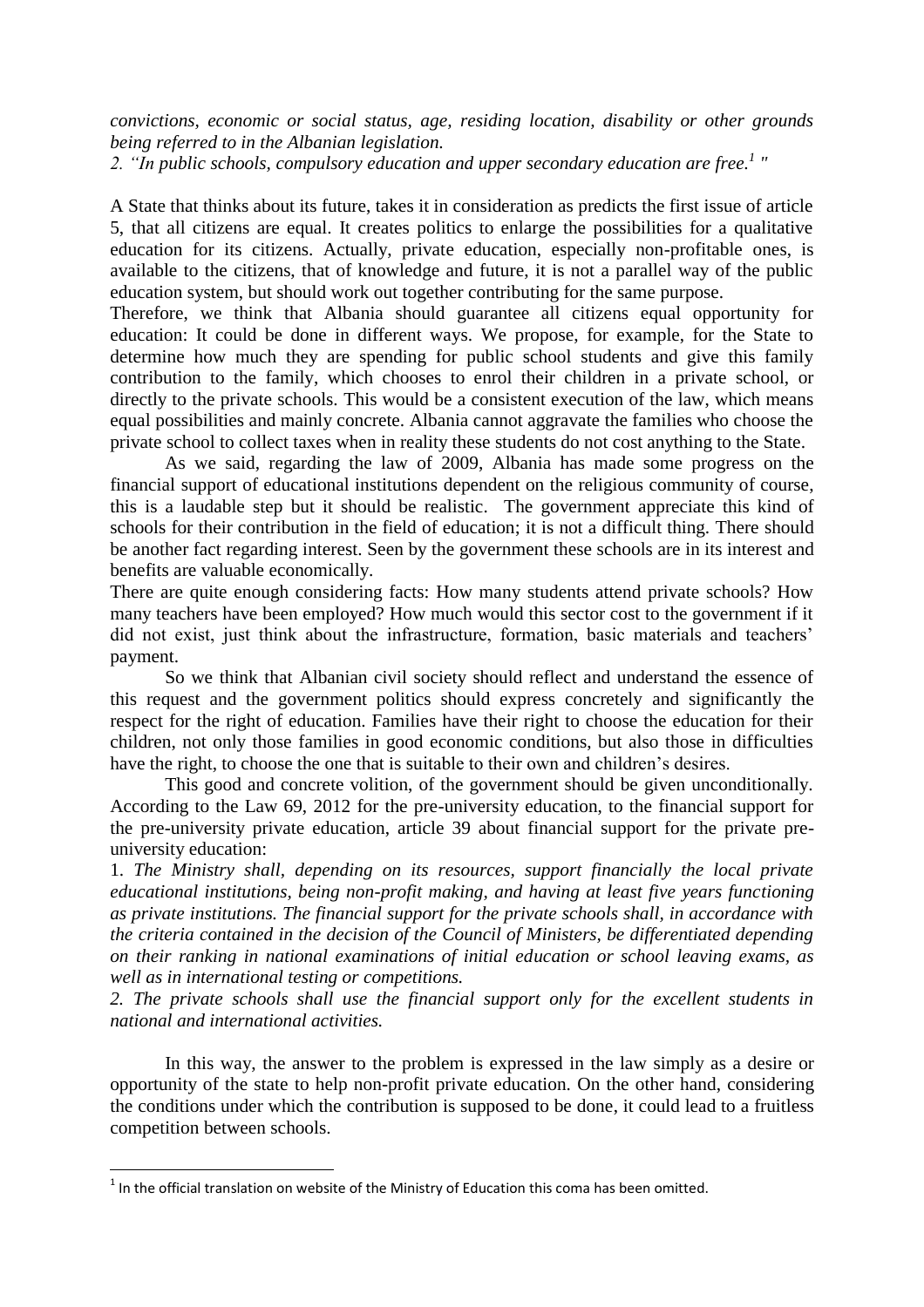*convictions, economic or social status, age, residing location, disability or other grounds being referred to in the Albanian legislation.*

*2. "In public schools, compulsory education and upper secondary education are free.*[1] *"*

A State that thinks about its future, takes it in consideration as predicts the first issue of article 5, that all citizens are equal. It creates politics to enlarge the possibilities for a qualitative education for its citizens. Actually, private education, especially non-profitable ones, is available to the citizens, that of knowledge and future, it is not a parallel way of the public education system, but should work out together contributing for the same purpose.

Therefore, we think that Albania should guarantee all citizens equal opportunity for education: It could be done in different ways. We propose, for example, for the State to determine how much they are spending for public school students and give this family contribution to the family, which chooses to enrol their children in a private school, or directly to the private schools. This would be a consistent execution of the law, which means equal possibilities and mainly concrete. Albania cannot aggravate the families who choose the private school to collect taxes when in reality these students do not cost anything to the State.

As we said, regarding the law of 2009, Albania has made some progress on the financial support of educational institutions dependent on the religious community of course, this is a laudable step but it should be realistic. The government appreciate this kind of schools for their contribution in the field of education; it is not a difficult thing. There should be another fact regarding interest. Seen by the government these schools are in its interest and benefits are valuable economically.

There are quite enough considering facts: How many students attend private schools? How many teachers have been employed? How much would this sector cost to the government if it did not exist, just think about the infrastructure, formation, basic materials and teachers' payment.

So we think that Albanian civil society should reflect and understand the essence of this request and the government politics should express concretely and significantly the respect for the right of education. Families have their right to choose the education for their children, not only those families in good economic conditions, but also those in difficulties have the right, to choose the one that is suitable to their own and children's desires.

This good and concrete volition, of the government should be given unconditionally. According to the Law 69, 2012 for the pre-university education, to the financial support for the pre-university private education, article 39 about financial support for the private pre-university education:

1. *The Ministry shall, depending on its resources, support financially the local private educational institutions, being non-profit making, and having at least five years functioning as private institutions. The financial support for the private schools shall, in accordance with the criteria contained in the decision of the Council of Ministers, be differentiated depending on their ranking in national examinations of initial education or school leaving exams, as well as in international testing or competitions.*

*2. The private schools shall use the financial support only for the excellent students in national and international activities.*

In this way, the answer to the problem is expressed in the law simply as a desire or opportunity of the state to help non-profit private education. On the other hand, considering the conditions under which the contribution is supposed to be done, it could lead to a fruitless competition between schools.

---

[1] In the official translation on website of the Ministry of Education this coma has been omitted.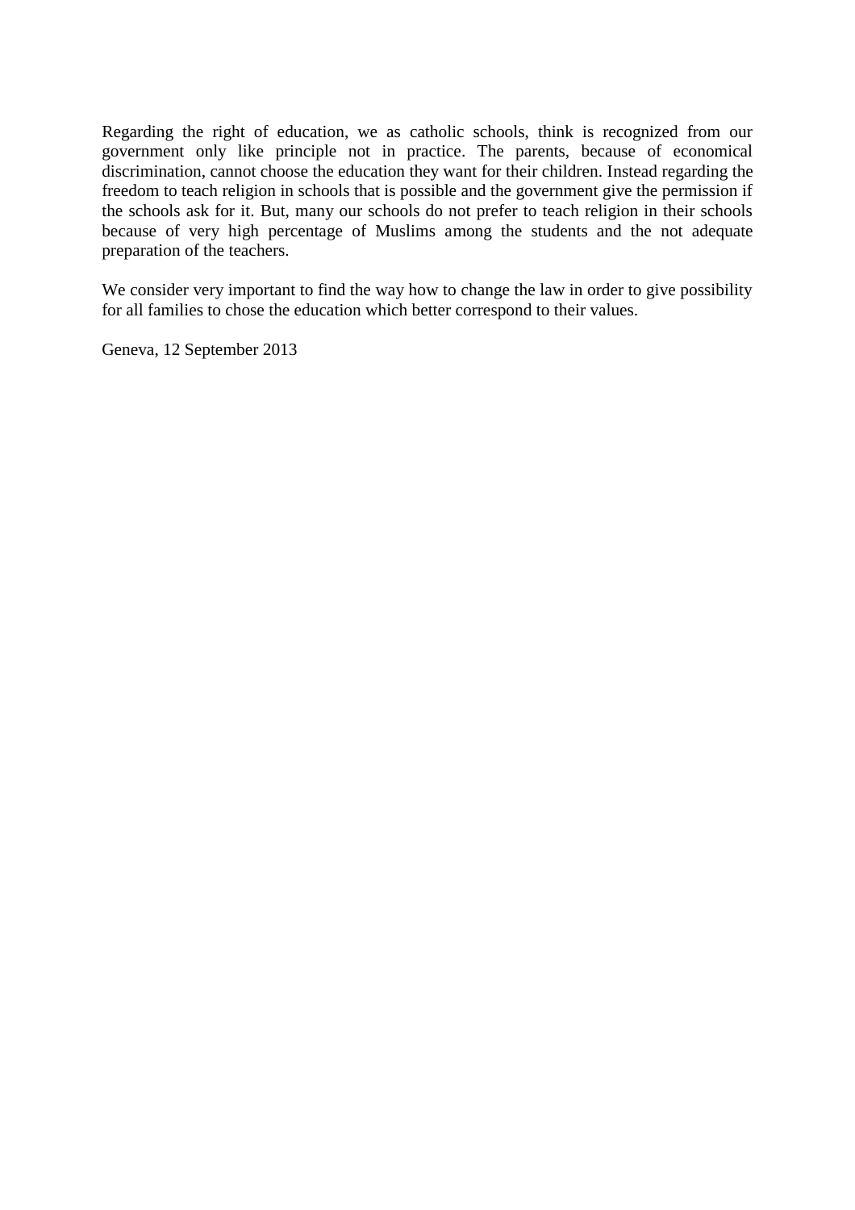Regarding the right of education, we as catholic schools, think is recognized from our government only like principle not in practice. The parents, because of economical discrimination, cannot choose the education they want for their children. Instead regarding the freedom to teach religion in schools that is possible and the government give the permission if the schools ask for it. But, many our schools do not prefer to teach religion in their schools because of very high percentage of Muslims among the students and the not adequate preparation of the teachers.

We consider very important to find the way how to change the law in order to give possibility for all families to chose the education which better correspond to their values.

Geneva, 12 September 2013